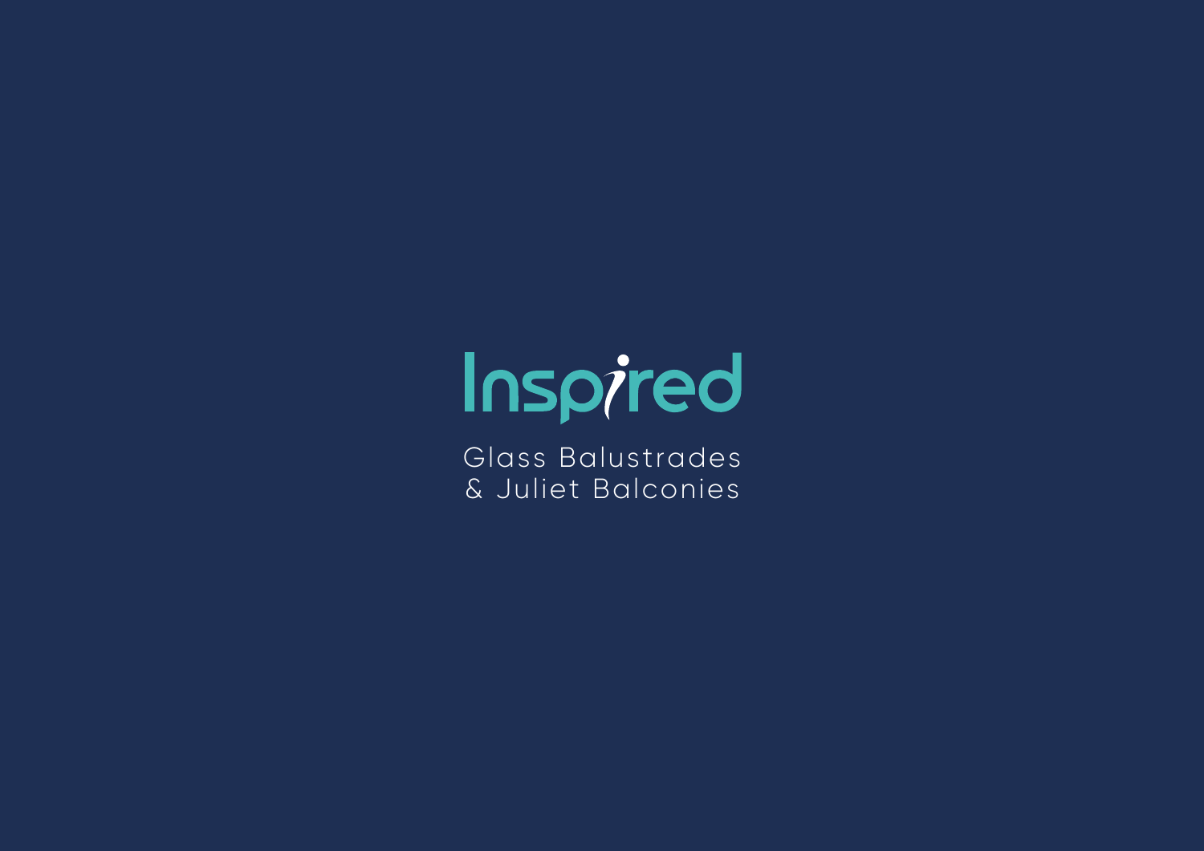# Inspired

Glass Balustrades
& Juliet Balconies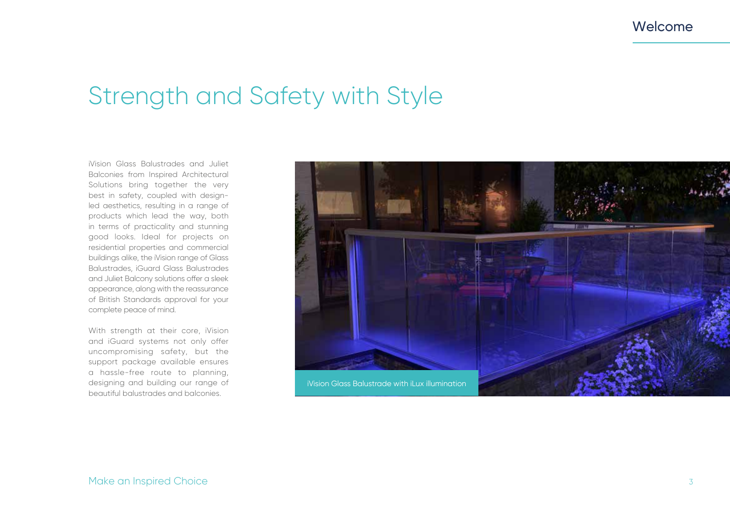# Strength and Safety with Style

iVision Glass Balustrades and Juliet Balconies from Inspired Architectural Solutions bring together the very best in safety, coupled with design-led aesthetics, resulting in a range of products which lead the way, both in terms of practicality and stunning good looks. Ideal for projects on residential properties and commercial buildings alike, the iVision range of Glass Balustrades, iGuard Glass Balustrades and Juliet Balcony solutions offer a sleek appearance, along with the reassurance of British Standards approval for your complete peace of mind.

With strength at their core, iVision and iGuard systems not only offer uncompromising safety, but the support package available ensures a hassle-free route to planning, designing and building our range of beautiful balustrades and balconies.

iVision Glass Balustrade with iLux illumination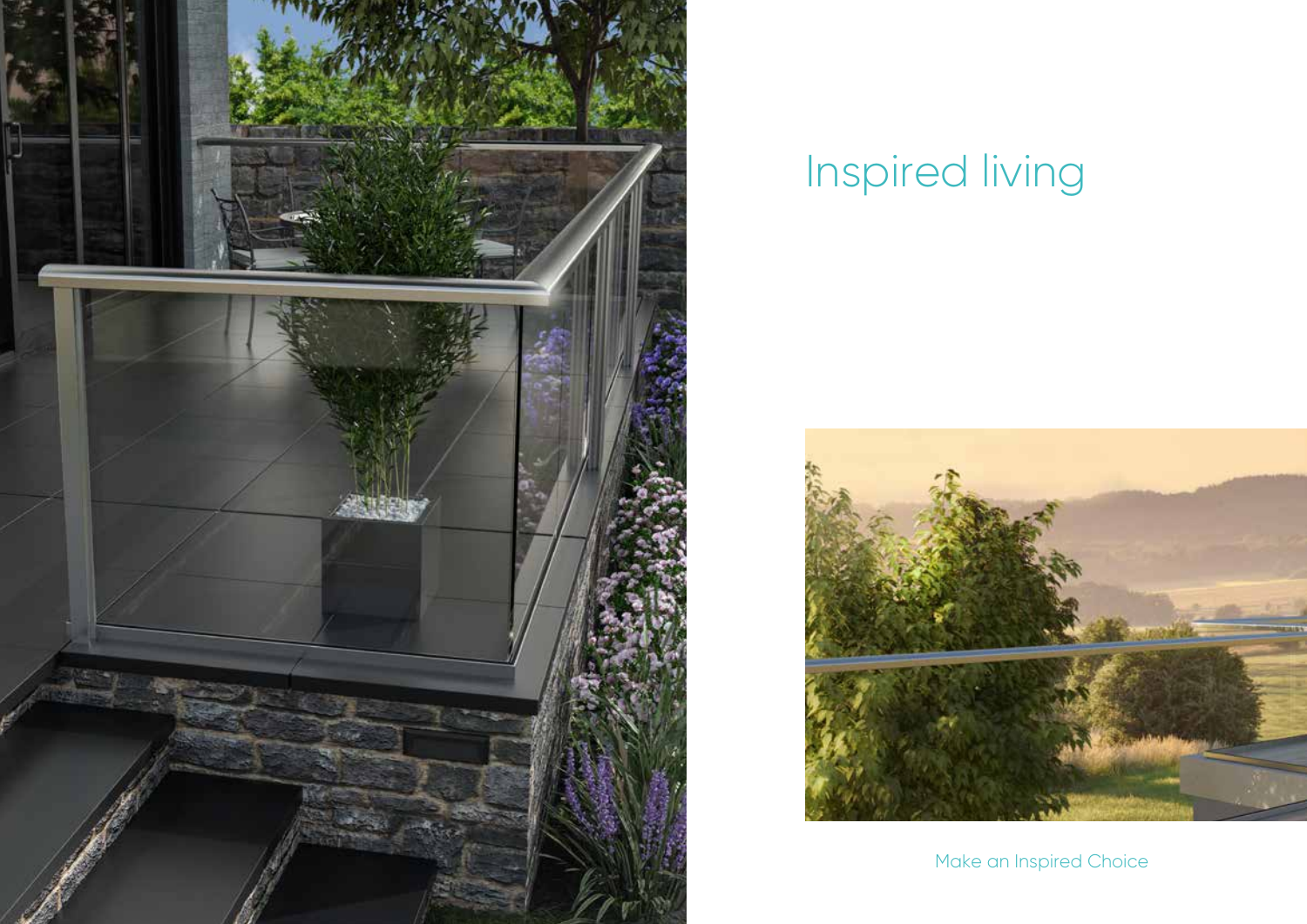# Inspired living

Make an Inspired Choice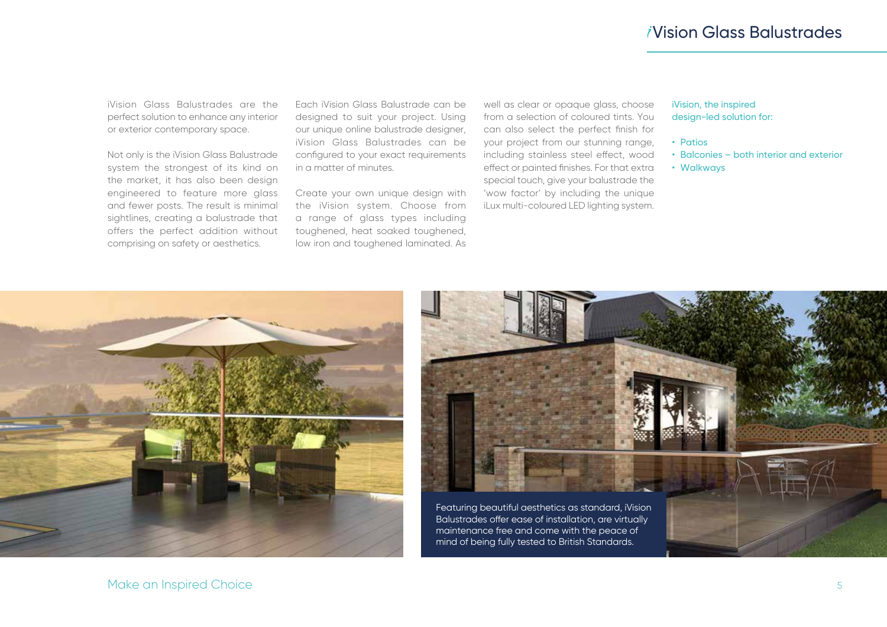# iVision Glass Balustrades

iVision Glass Balustrades are the perfect solution to enhance any interior or exterior contemporary space.

Not only is the iVision Glass Balustrade system the strongest of its kind on the market, it has also been design engineered to feature more glass and fewer posts. The result is minimal sightlines, creating a balustrade that offers the perfect addition without comprising on safety or aesthetics.

Each iVision Glass Balustrade can be designed to suit your project. Using our unique online balustrade designer, iVision Glass Balustrades can be configured to your exact requirements in a matter of minutes.

Create your own unique design with the iVision system. Choose from a range of glass types including toughened, heat soaked toughened, low iron and toughened laminated. As well as clear or opaque glass, choose from a selection of coloured tints. You can also select the perfect finish for your project from our stunning range, including stainless steel effect, wood effect or painted finishes. For that extra special touch, give your balustrade the 'wow factor' by including the unique iLux multi-coloured LED lighting system.

iVision, the inspired design-led solution for:

- Patios
- Balconies – both interior and exterior
- Walkways

Featuring beautiful aesthetics as standard, iVision Balustrades offer ease of installation, are virtually maintenance free and come with the peace of mind of being fully tested to British Standards.

Make an Inspired Choice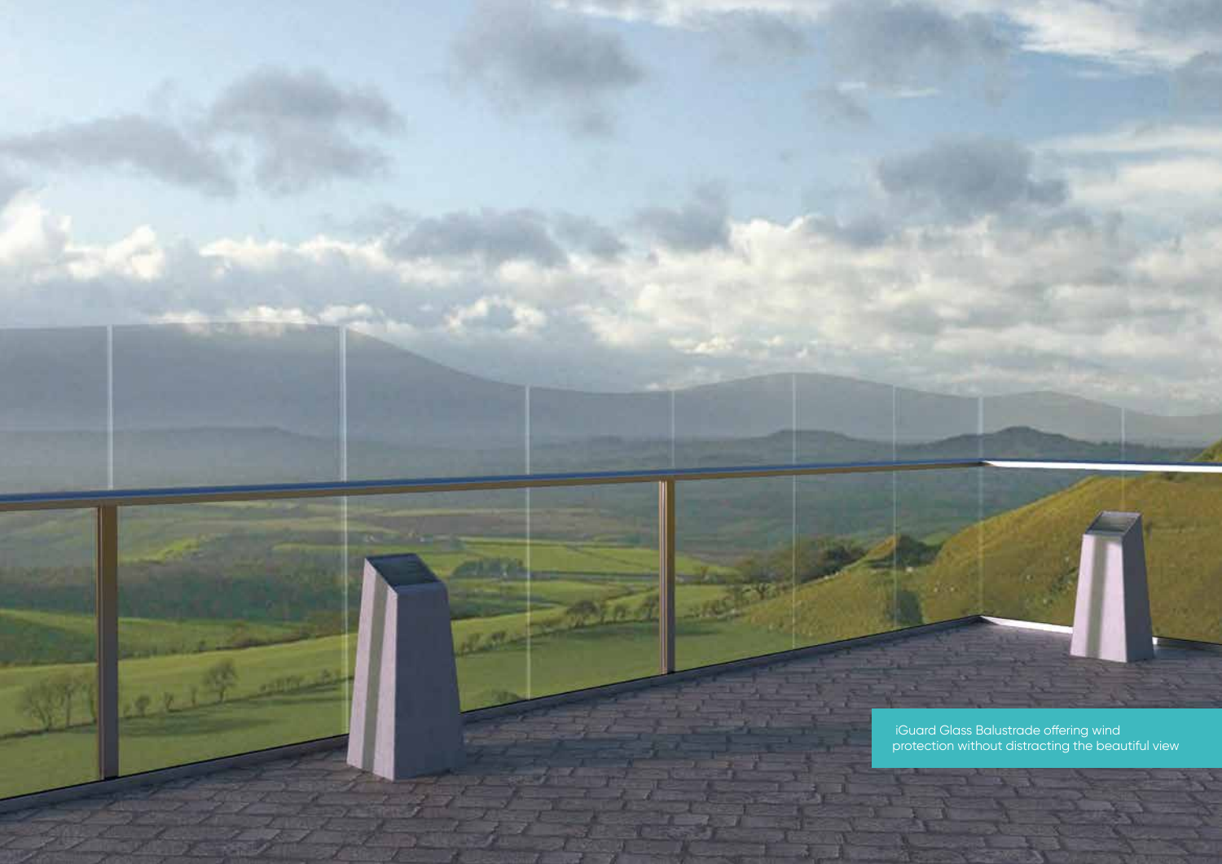iGuard Glass Balustrade offering wind protection without distracting the beautiful view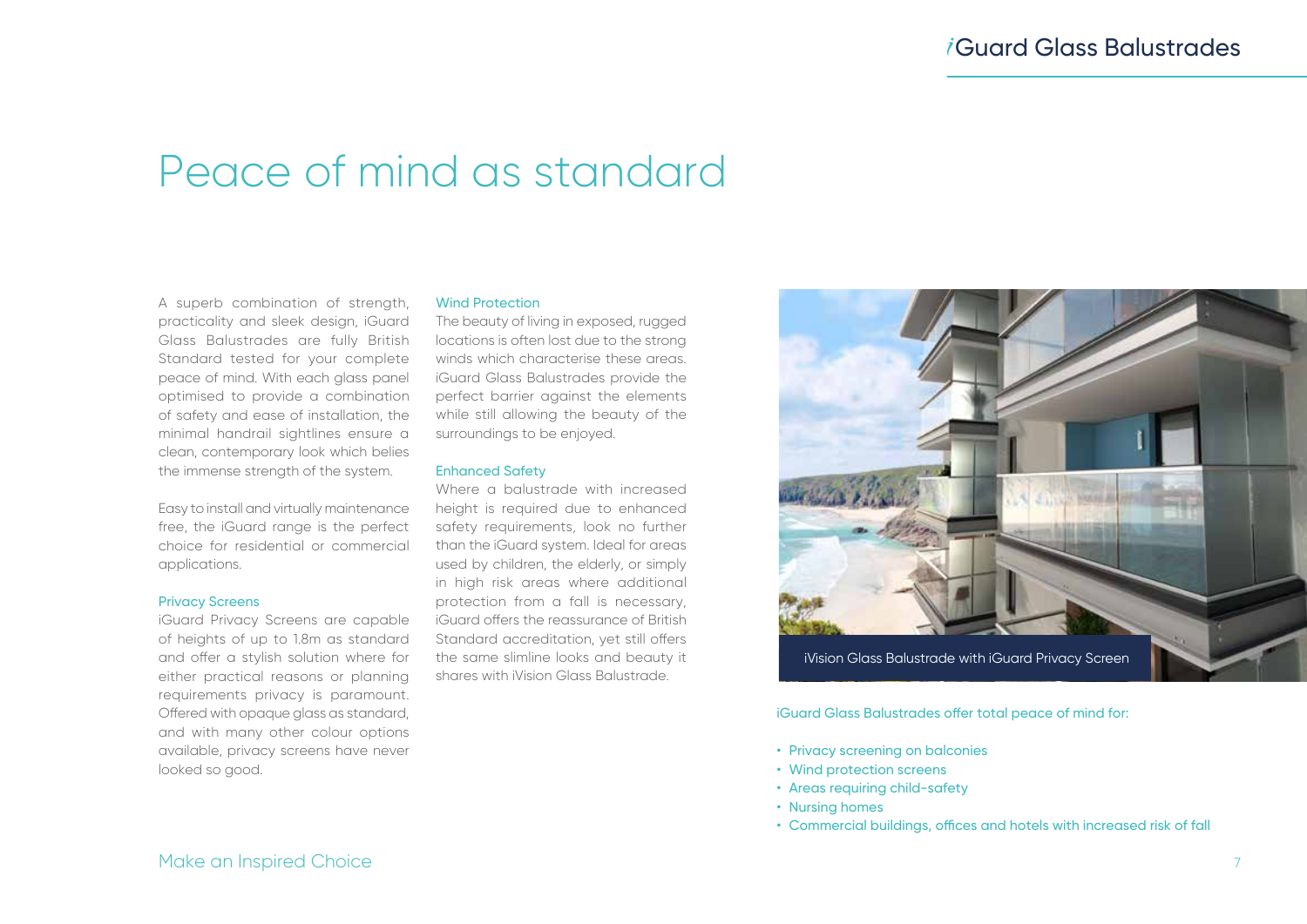# Peace of mind as standard

A superb combination of strength, practicality and sleek design, iGuard Glass Balustrades are fully British Standard tested for your complete peace of mind. With each glass panel optimised to provide a combination of safety and ease of installation, the minimal handrail sightlines ensure a clean, contemporary look which belies the immense strength of the system.

Easy to install and virtually maintenance free, the iGuard range is the perfect choice for residential or commercial applications.

### Privacy Screens

iGuard Privacy Screens are capable of heights of up to 1.8m as standard and offer a stylish solution where for either practical reasons or planning requirements privacy is paramount. Offered with opaque glass as standard, and with many other colour options available, privacy screens have never looked so good.

### Wind Protection

The beauty of living in exposed, rugged locations is often lost due to the strong winds which characterise these areas. iGuard Glass Balustrades provide the perfect barrier against the elements while still allowing the beauty of the surroundings to be enjoyed.

### Enhanced Safety

Where a balustrade with increased height is required due to enhanced safety requirements, look no further than the iGuard system. Ideal for areas used by children, the elderly, or simply in high risk areas where additional protection from a fall is necessary, iGuard offers the reassurance of British Standard accreditation, yet still offers the same slimline looks and beauty it shares with iVision Glass Balustrade.

iVision Glass Balustrade with iGuard Privacy Screen

iGuard Glass Balustrades offer total peace of mind for:

- Privacy screening on balconies
- Wind protection screens
- Areas requiring child-safety
- Nursing homes
- Commercial buildings, offices and hotels with increased risk of fall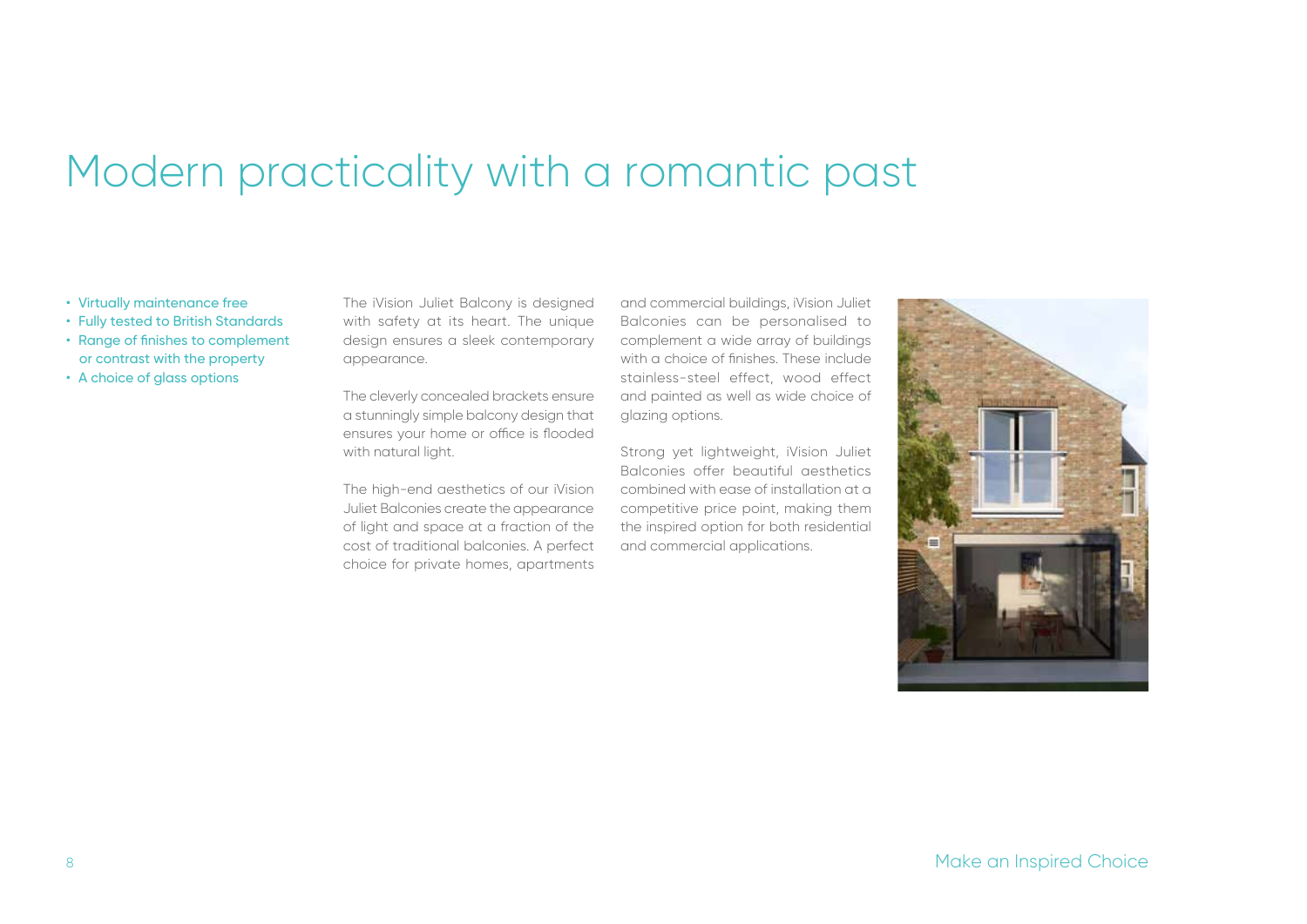# Modern practicality with a romantic past

- Virtually maintenance free
- Fully tested to British Standards
- Range of finishes to complement or contrast with the property
- A choice of glass options

The iVision Juliet Balcony is designed with safety at its heart. The unique design ensures a sleek contemporary appearance.

The cleverly concealed brackets ensure a stunningly simple balcony design that ensures your home or office is flooded with natural light.

The high-end aesthetics of our iVision Juliet Balconies create the appearance of light and space at a fraction of the cost of traditional balconies. A perfect choice for private homes, apartments and commercial buildings, iVision Juliet Balconies can be personalised to complement a wide array of buildings with a choice of finishes. These include stainless-steel effect, wood effect and painted as well as wide choice of glazing options.

Strong yet lightweight, iVision Juliet Balconies offer beautiful aesthetics combined with ease of installation at a competitive price point, making them the inspired option for both residential and commercial applications.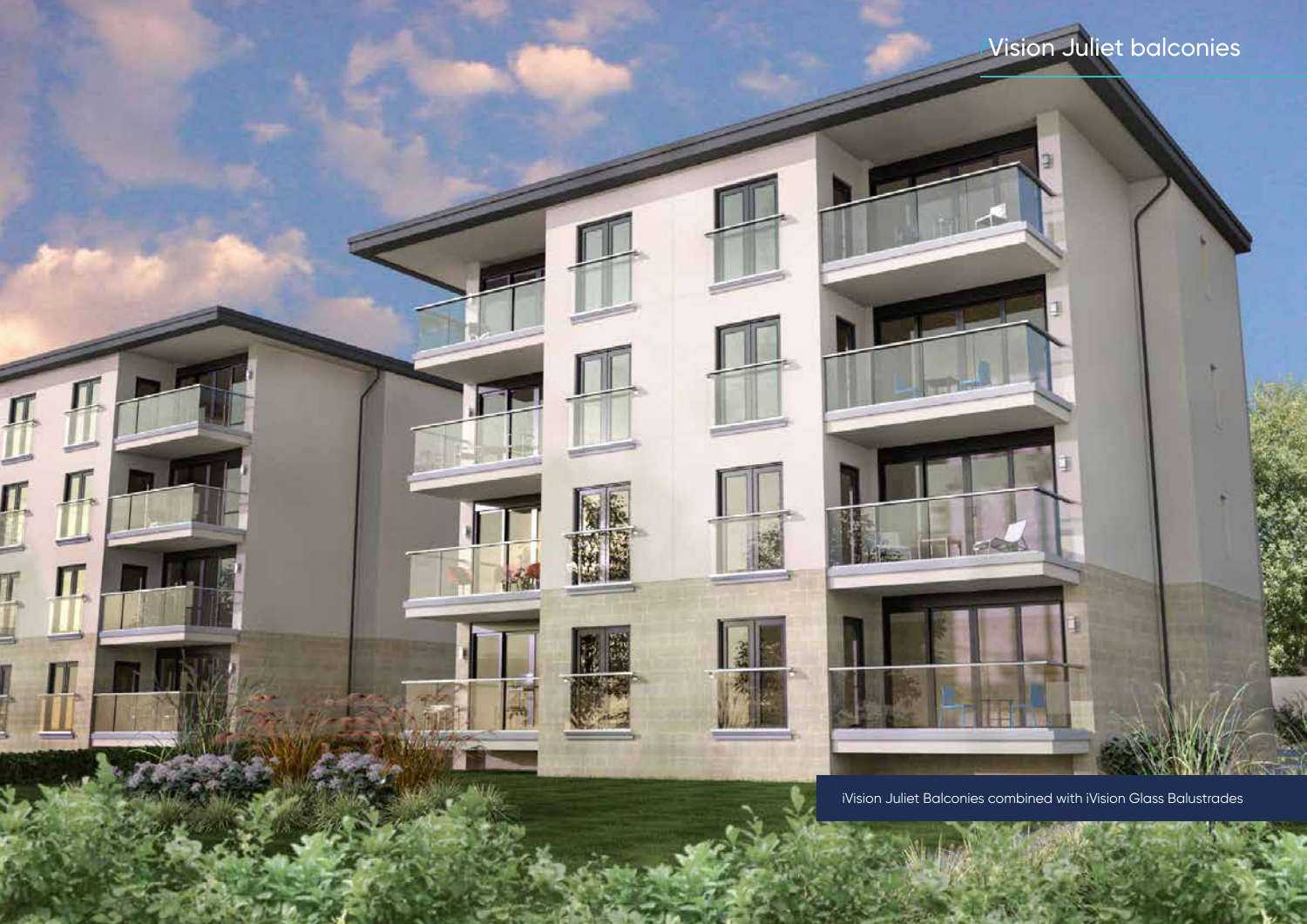# iVision Juliet balconies

iVision Juliet Balconies combined with iVision Glass Balustrades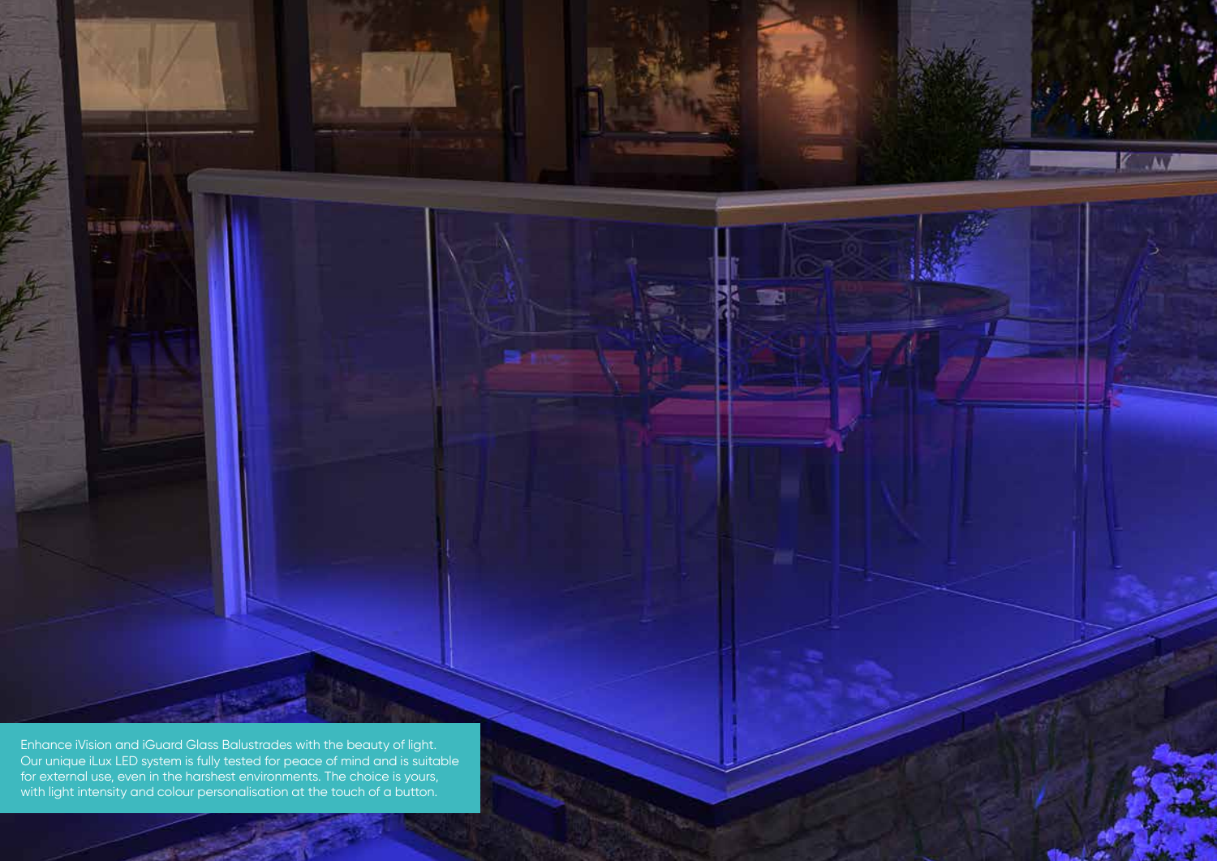Enhance iVision and iGuard Glass Balustrades with the beauty of light. Our unique iLux LED system is fully tested for peace of mind and is suitable for external use, even in the harshest environments. The choice is yours, with light intensity and colour personalisation at the touch of a button.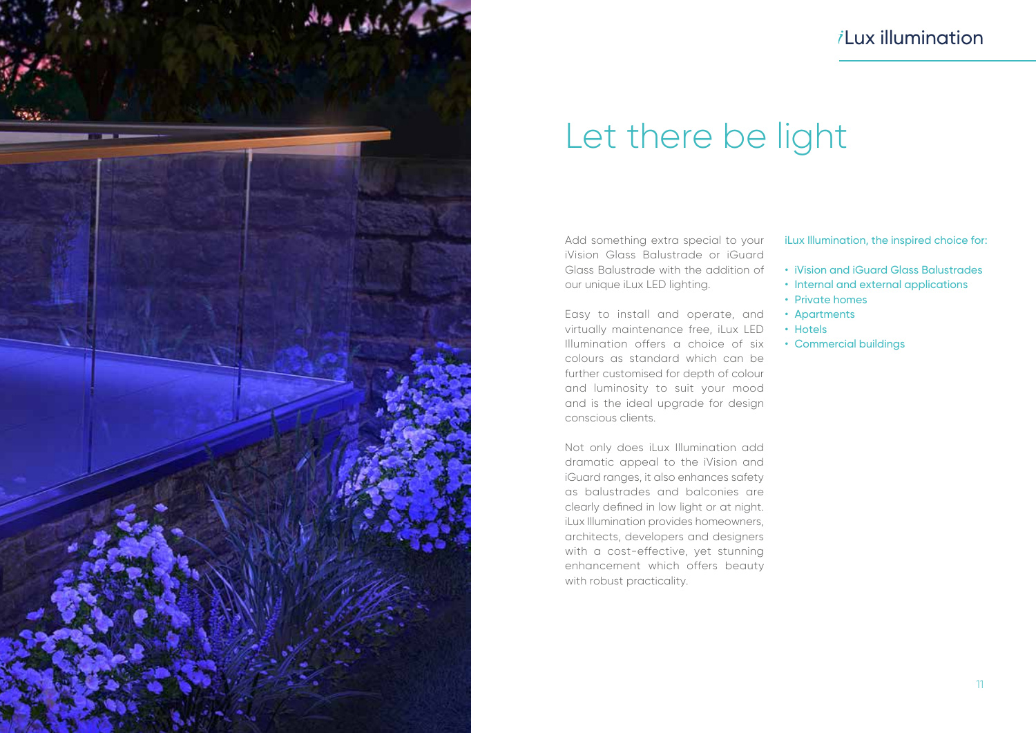# Let there be light

Add something extra special to your iVision Glass Balustrade or iGuard Glass Balustrade with the addition of our unique iLux LED lighting.

Easy to install and operate, and virtually maintenance free, iLux LED Illumination offers a choice of six colours as standard which can be further customised for depth of colour and luminosity to suit your mood and is the ideal upgrade for design conscious clients.

Not only does iLux Illumination add dramatic appeal to the iVision and iGuard ranges, it also enhances safety as balustrades and balconies are clearly defined in low light or at night. iLux Illumination provides homeowners, architects, developers and designers with a cost-effective, yet stunning enhancement which offers beauty with robust practicality.

iLux Illumination, the inspired choice for:

- iVision and iGuard Glass Balustrades
- Internal and external applications
- Private homes
- Apartments
- Hotels
- Commercial buildings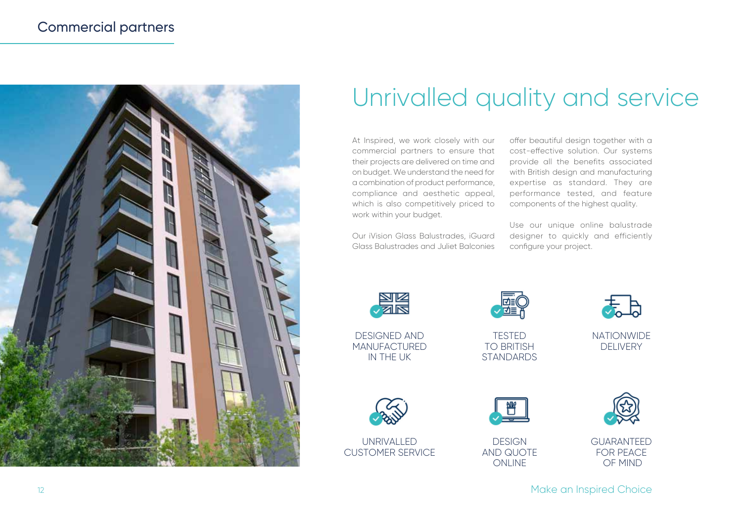# Commercial partners

## Unrivalled quality and service

At Inspired, we work closely with our commercial partners to ensure that their projects are delivered on time and on budget. We understand the need for a combination of product performance, compliance and aesthetic appeal, which is also competitively priced to work within your budget.

Our iVision Glass Balustrades, iGuard Glass Balustrades and Juliet Balconies offer beautiful design together with a cost-effective solution. Our systems provide all the benefits associated with British design and manufacturing expertise as standard. They are performance tested, and feature components of the highest quality.

Use our unique online balustrade designer to quickly and efficiently configure your project.

- DESIGNED AND MANUFACTURED IN THE UK
- TESTED TO BRITISH STANDARDS
- NATIONWIDE DELIVERY
- UNRIVALLED CUSTOMER SERVICE
- DESIGN AND QUOTE ONLINE
- GUARANTEED FOR PEACE OF MIND

Make an Inspired Choice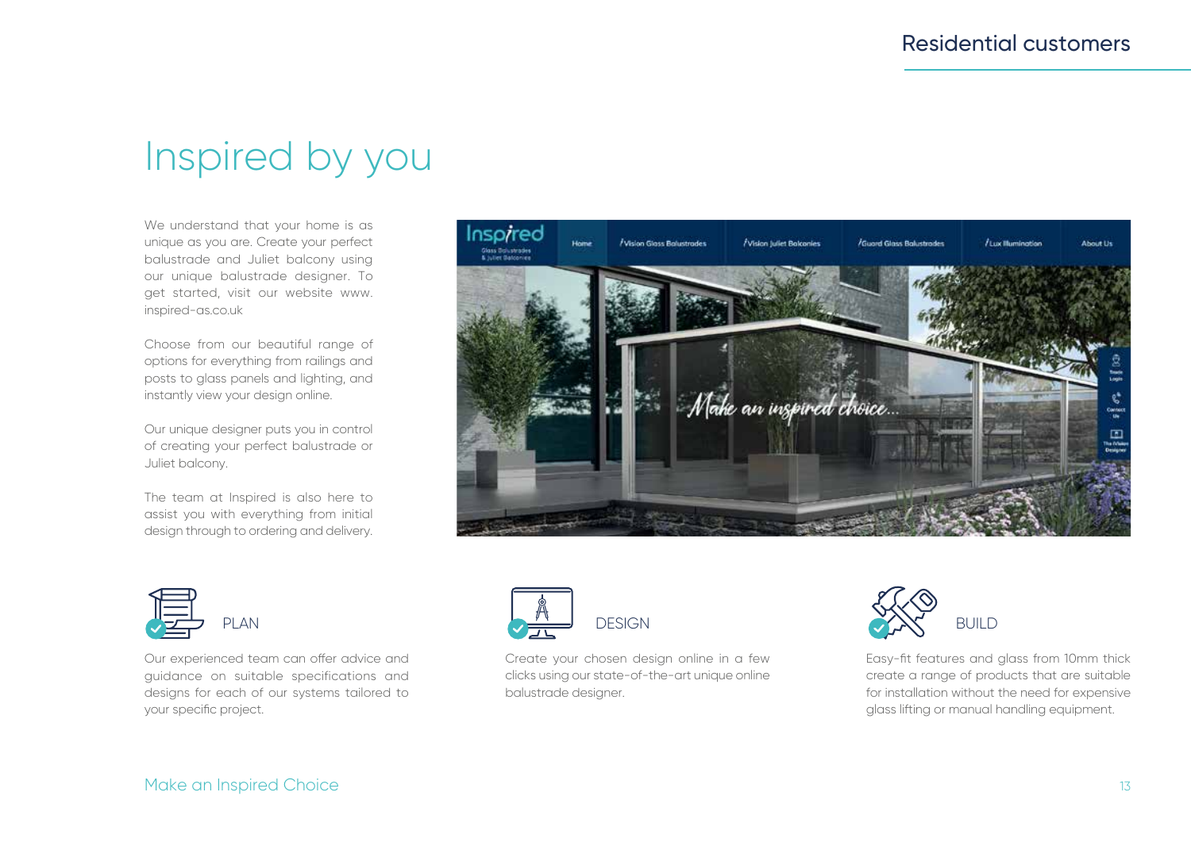# Inspired by you

We understand that your home is as unique as you are. Create your perfect balustrade and Juliet balcony using our unique balustrade designer. To get started, visit our website www.inspired-as.co.uk

Choose from our beautiful range of options for everything from railings and posts to glass panels and lighting, and instantly view your design online.

Our unique designer puts you in control of creating your perfect balustrade or Juliet balcony.

The team at Inspired is also here to assist you with everything from initial design through to ordering and delivery.

## PLAN

Our experienced team can offer advice and guidance on suitable specifications and designs for each of our systems tailored to your specific project.

## DESIGN

Create your chosen design online in a few clicks using our state-of-the-art unique online balustrade designer.

## BUILD

Easy-fit features and glass from 10mm thick create a range of products that are suitable for installation without the need for expensive glass lifting or manual handling equipment.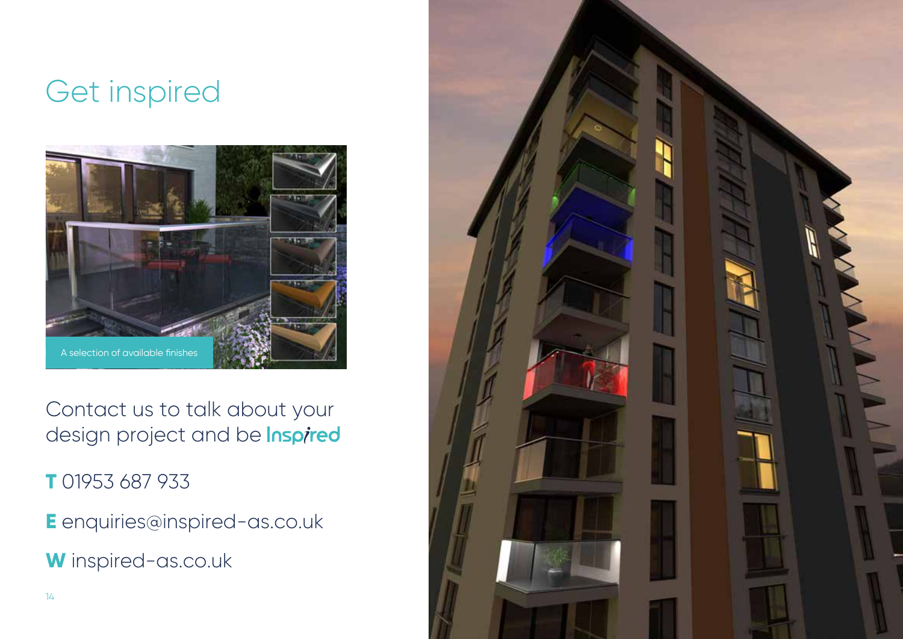# Get inspired

A selection of available finishes

Contact us to talk about your design project and be **Inspired**

**T** 01953 687 933

**E** enquiries@inspired-as.co.uk

**W** inspired-as.co.uk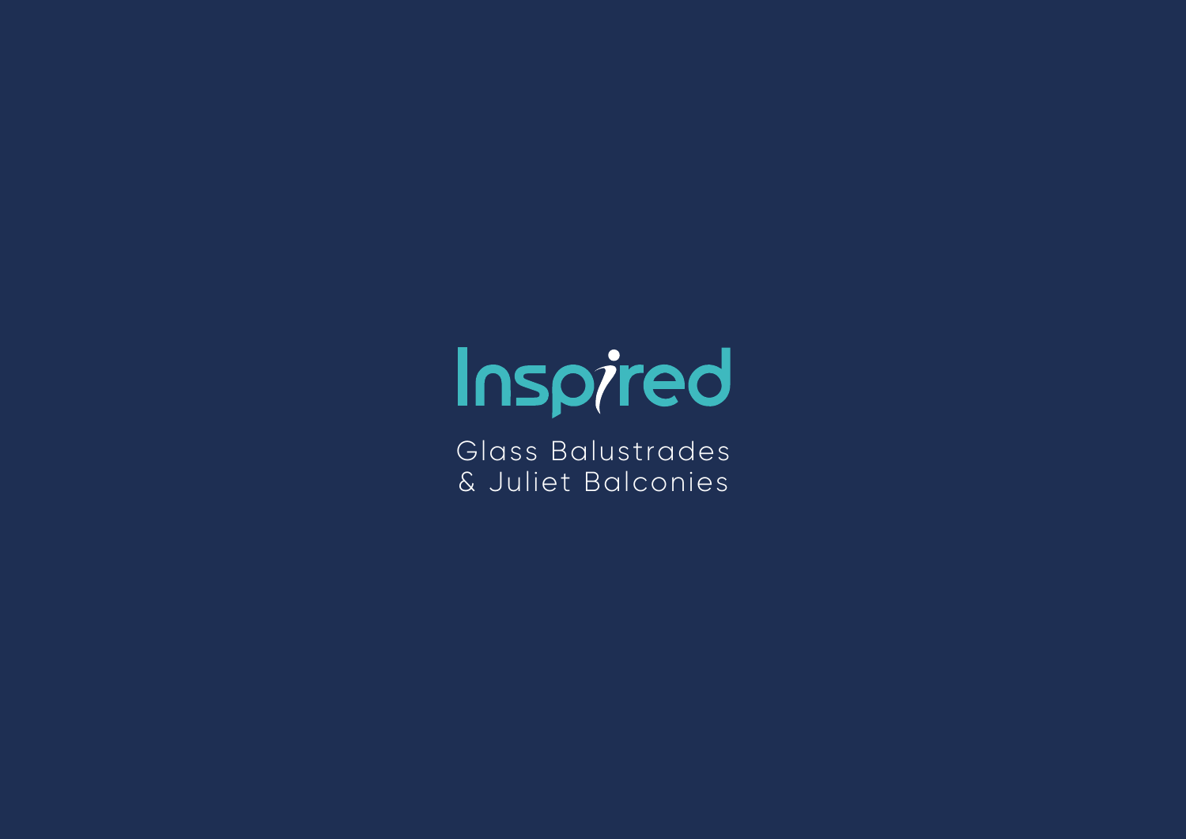Inspired

Glass Balustrades
& Juliet Balconies